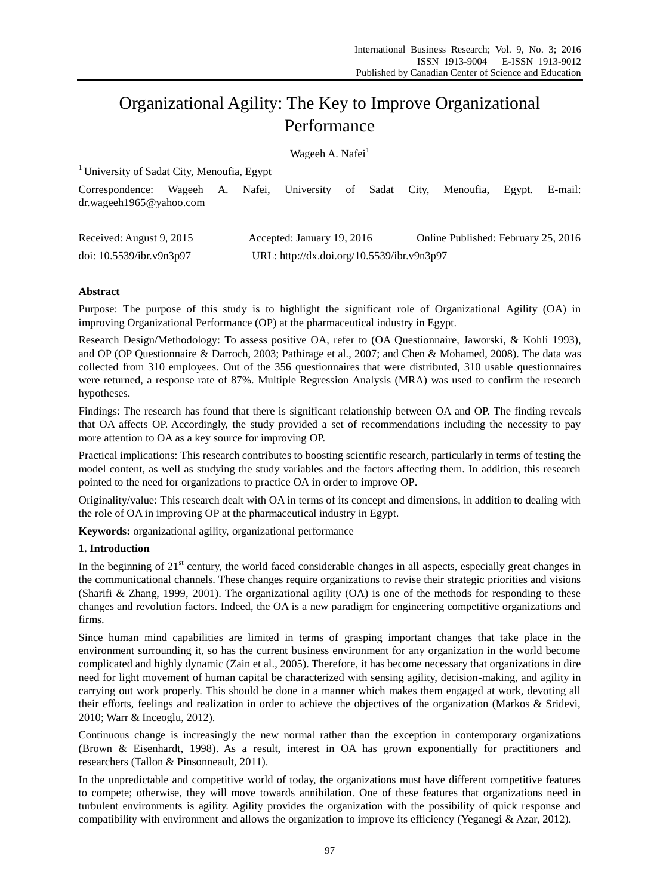# Organizational Agility: The Key to Improve Organizational Performance

Wageeh A. Nafei[1]

[1] University of Sadat City, Menoufia, Egypt

Correspondence: Wageeh A. Nafei, University of Sadat City, Menoufia, Egypt. E-mail: dr.wageeh1965@yahoo.com

Received: August 9, 2015 Accepted: January 19, 2016 Online Published: February 25, 2016

doi: 10.5539/ibr.v9n3p97 URL: http://dx.doi.org/10.5539/ibr.v9n3p97

## Abstract

Purpose: The purpose of this study is to highlight the significant role of Organizational Agility (OA) in improving Organizational Performance (OP) at the pharmaceutical industry in Egypt.

Research Design/Methodology: To assess positive OA, refer to (OA Questionnaire, Jaworski, & Kohli 1993), and OP (OP Questionnaire & Darroch, 2003; Pathirage et al., 2007; and Chen & Mohamed, 2008). The data was collected from 310 employees. Out of the 356 questionnaires that were distributed, 310 usable questionnaires were returned, a response rate of 87%. Multiple Regression Analysis (MRA) was used to confirm the research hypotheses.

Findings: The research has found that there is significant relationship between OA and OP. The finding reveals that OA affects OP. Accordingly, the study provided a set of recommendations including the necessity to pay more attention to OA as a key source for improving OP.

Practical implications: This research contributes to boosting scientific research, particularly in terms of testing the model content, as well as studying the study variables and the factors affecting them. In addition, this research pointed to the need for organizations to practice OA in order to improve OP.

Originality/value: This research dealt with OA in terms of its concept and dimensions, in addition to dealing with the role of OA in improving OP at the pharmaceutical industry in Egypt.

**Keywords:** organizational agility, organizational performance

## 1. Introduction

In the beginning of 21st century, the world faced considerable changes in all aspects, especially great changes in the communicational channels. These changes require organizations to revise their strategic priorities and visions (Sharifi & Zhang, 1999, 2001). The organizational agility (OA) is one of the methods for responding to these changes and revolution factors. Indeed, the OA is a new paradigm for engineering competitive organizations and firms.

Since human mind capabilities are limited in terms of grasping important changes that take place in the environment surrounding it, so has the current business environment for any organization in the world become complicated and highly dynamic (Zain et al., 2005). Therefore, it has become necessary that organizations in dire need for light movement of human capital be characterized with sensing agility, decision-making, and agility in carrying out work properly. This should be done in a manner which makes them engaged at work, devoting all their efforts, feelings and realization in order to achieve the objectives of the organization (Markos & Sridevi, 2010; Warr & Inceoglu, 2012).

Continuous change is increasingly the new normal rather than the exception in contemporary organizations (Brown & Eisenhardt, 1998). As a result, interest in OA has grown exponentially for practitioners and researchers (Tallon & Pinsonneault, 2011).

In the unpredictable and competitive world of today, the organizations must have different competitive features to compete; otherwise, they will move towards annihilation. One of these features that organizations need in turbulent environments is agility. Agility provides the organization with the possibility of quick response and compatibility with environment and allows the organization to improve its efficiency (Yeganegi & Azar, 2012).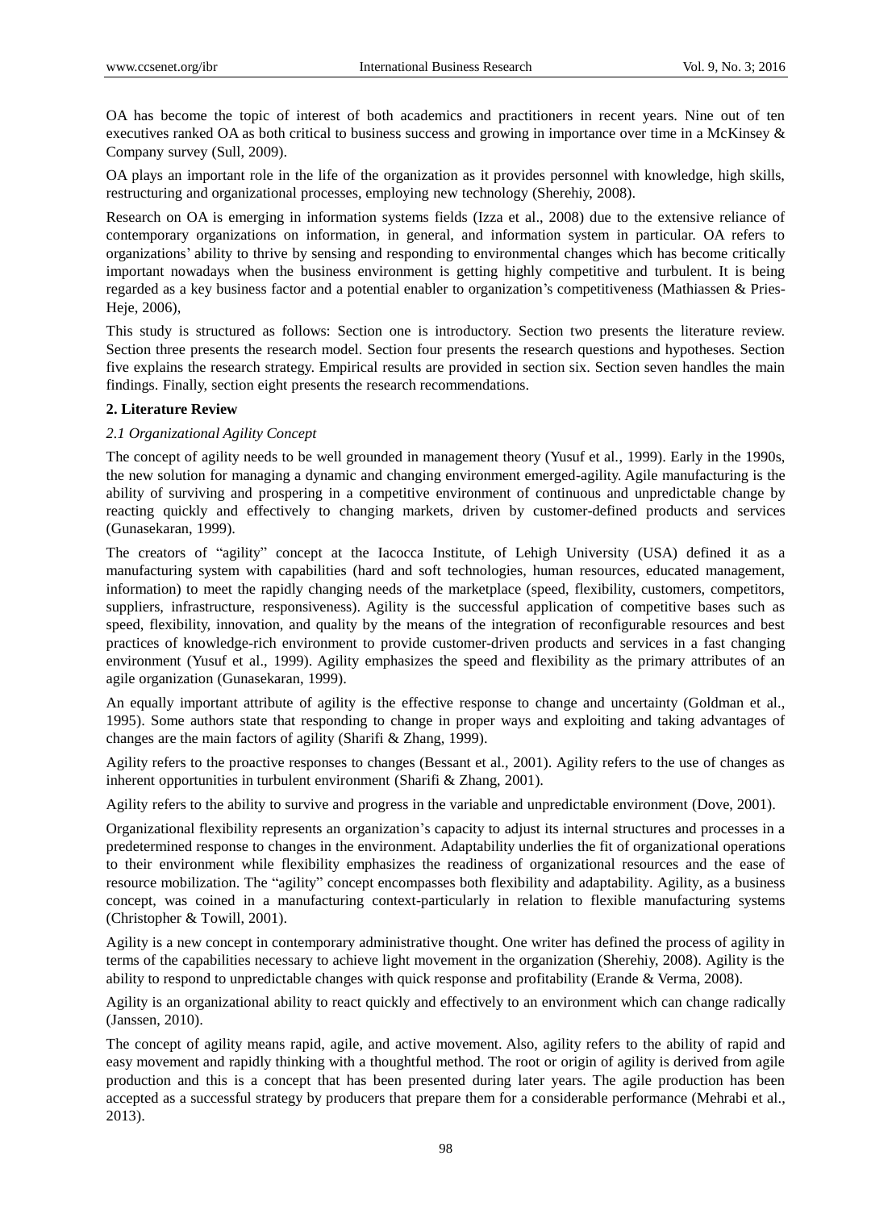OA has become the topic of interest of both academics and practitioners in recent years. Nine out of ten executives ranked OA as both critical to business success and growing in importance over time in a McKinsey & Company survey (Sull, 2009).

OA plays an important role in the life of the organization as it provides personnel with knowledge, high skills, restructuring and organizational processes, employing new technology (Sherehiy, 2008).

Research on OA is emerging in information systems fields (Izza et al., 2008) due to the extensive reliance of contemporary organizations on information, in general, and information system in particular. OA refers to organizations' ability to thrive by sensing and responding to environmental changes which has become critically important nowadays when the business environment is getting highly competitive and turbulent. It is being regarded as a key business factor and a potential enabler to organization's competitiveness (Mathiassen & Pries-Heje, 2006),

This study is structured as follows: Section one is introductory. Section two presents the literature review. Section three presents the research model. Section four presents the research questions and hypotheses. Section five explains the research strategy. Empirical results are provided in section six. Section seven handles the main findings. Finally, section eight presents the research recommendations.

## 2. Literature Review

### *2.1 Organizational Agility Concept*

The concept of agility needs to be well grounded in management theory (Yusuf et al., 1999). Early in the 1990s, the new solution for managing a dynamic and changing environment emerged-agility. Agile manufacturing is the ability of surviving and prospering in a competitive environment of continuous and unpredictable change by reacting quickly and effectively to changing markets, driven by customer-defined products and services (Gunasekaran, 1999).

The creators of "agility" concept at the Iacocca Institute, of Lehigh University (USA) defined it as a manufacturing system with capabilities (hard and soft technologies, human resources, educated management, information) to meet the rapidly changing needs of the marketplace (speed, flexibility, customers, competitors, suppliers, infrastructure, responsiveness). Agility is the successful application of competitive bases such as speed, flexibility, innovation, and quality by the means of the integration of reconfigurable resources and best practices of knowledge-rich environment to provide customer-driven products and services in a fast changing environment (Yusuf et al., 1999). Agility emphasizes the speed and flexibility as the primary attributes of an agile organization (Gunasekaran, 1999).

An equally important attribute of agility is the effective response to change and uncertainty (Goldman et al., 1995). Some authors state that responding to change in proper ways and exploiting and taking advantages of changes are the main factors of agility (Sharifi & Zhang, 1999).

Agility refers to the proactive responses to changes (Bessant et al., 2001). Agility refers to the use of changes as inherent opportunities in turbulent environment (Sharifi & Zhang, 2001).

Agility refers to the ability to survive and progress in the variable and unpredictable environment (Dove, 2001).

Organizational flexibility represents an organization's capacity to adjust its internal structures and processes in a predetermined response to changes in the environment. Adaptability underlies the fit of organizational operations to their environment while flexibility emphasizes the readiness of organizational resources and the ease of resource mobilization. The "agility" concept encompasses both flexibility and adaptability. Agility, as a business concept, was coined in a manufacturing context-particularly in relation to flexible manufacturing systems (Christopher & Towill, 2001).

Agility is a new concept in contemporary administrative thought. One writer has defined the process of agility in terms of the capabilities necessary to achieve light movement in the organization (Sherehiy, 2008). Agility is the ability to respond to unpredictable changes with quick response and profitability (Erande & Verma, 2008).

Agility is an organizational ability to react quickly and effectively to an environment which can change radically (Janssen, 2010).

The concept of agility means rapid, agile, and active movement. Also, agility refers to the ability of rapid and easy movement and rapidly thinking with a thoughtful method. The root or origin of agility is derived from agile production and this is a concept that has been presented during later years. The agile production has been accepted as a successful strategy by producers that prepare them for a considerable performance (Mehrabi et al., 2013).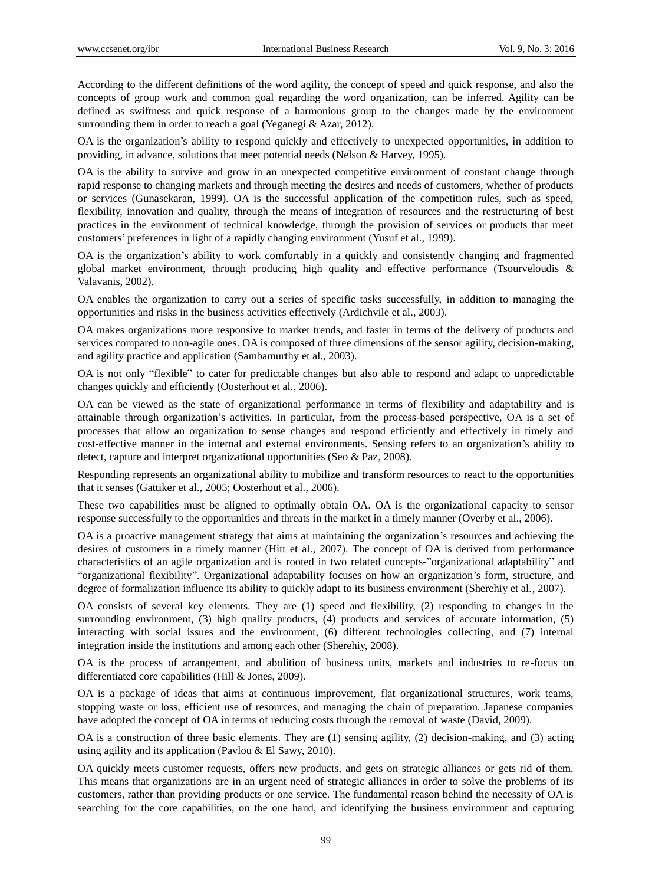According to the different definitions of the word agility, the concept of speed and quick response, and also the concepts of group work and common goal regarding the word organization, can be inferred. Agility can be defined as swiftness and quick response of a harmonious group to the changes made by the environment surrounding them in order to reach a goal (Yeganegi & Azar, 2012).

OA is the organization's ability to respond quickly and effectively to unexpected opportunities, in addition to providing, in advance, solutions that meet potential needs (Nelson & Harvey, 1995).

OA is the ability to survive and grow in an unexpected competitive environment of constant change through rapid response to changing markets and through meeting the desires and needs of customers, whether of products or services (Gunasekaran, 1999). OA is the successful application of the competition rules, such as speed, flexibility, innovation and quality, through the means of integration of resources and the restructuring of best practices in the environment of technical knowledge, through the provision of services or products that meet customers' preferences in light of a rapidly changing environment (Yusuf et al., 1999).

OA is the organization's ability to work comfortably in a quickly and consistently changing and fragmented global market environment, through producing high quality and effective performance (Tsourveloudis & Valavanis, 2002).

OA enables the organization to carry out a series of specific tasks successfully, in addition to managing the opportunities and risks in the business activities effectively (Ardichvile et al., 2003).

OA makes organizations more responsive to market trends, and faster in terms of the delivery of products and services compared to non-agile ones. OA is composed of three dimensions of the sensor agility, decision-making, and agility practice and application (Sambamurthy et al., 2003).

OA is not only "flexible" to cater for predictable changes but also able to respond and adapt to unpredictable changes quickly and efficiently (Oosterhout et al., 2006).

OA can be viewed as the state of organizational performance in terms of flexibility and adaptability and is attainable through organization's activities. In particular, from the process-based perspective, OA is a set of processes that allow an organization to sense changes and respond efficiently and effectively in timely and cost-effective manner in the internal and external environments. Sensing refers to an organization's ability to detect, capture and interpret organizational opportunities (Seo & Paz, 2008).

Responding represents an organizational ability to mobilize and transform resources to react to the opportunities that it senses (Gattiker et al., 2005; Oosterhout et al., 2006).

These two capabilities must be aligned to optimally obtain OA. OA is the organizational capacity to sensor response successfully to the opportunities and threats in the market in a timely manner (Overby et al., 2006).

OA is a proactive management strategy that aims at maintaining the organization's resources and achieving the desires of customers in a timely manner (Hitt et al., 2007). The concept of OA is derived from performance characteristics of an agile organization and is rooted in two related concepts-"organizational adaptability" and "organizational flexibility". Organizational adaptability focuses on how an organization's form, structure, and degree of formalization influence its ability to quickly adapt to its business environment (Sherehiy et al., 2007).

OA consists of several key elements. They are (1) speed and flexibility, (2) responding to changes in the surrounding environment, (3) high quality products, (4) products and services of accurate information, (5) interacting with social issues and the environment, (6) different technologies collecting, and (7) internal integration inside the institutions and among each other (Sherehiy, 2008).

OA is the process of arrangement, and abolition of business units, markets and industries to re-focus on differentiated core capabilities (Hill & Jones, 2009).

OA is a package of ideas that aims at continuous improvement, flat organizational structures, work teams, stopping waste or loss, efficient use of resources, and managing the chain of preparation. Japanese companies have adopted the concept of OA in terms of reducing costs through the removal of waste (David, 2009).

OA is a construction of three basic elements. They are (1) sensing agility, (2) decision-making, and (3) acting using agility and its application (Pavlou & El Sawy, 2010).

OA quickly meets customer requests, offers new products, and gets on strategic alliances or gets rid of them. This means that organizations are in an urgent need of strategic alliances in order to solve the problems of its customers, rather than providing products or one service. The fundamental reason behind the necessity of OA is searching for the core capabilities, on the one hand, and identifying the business environment and capturing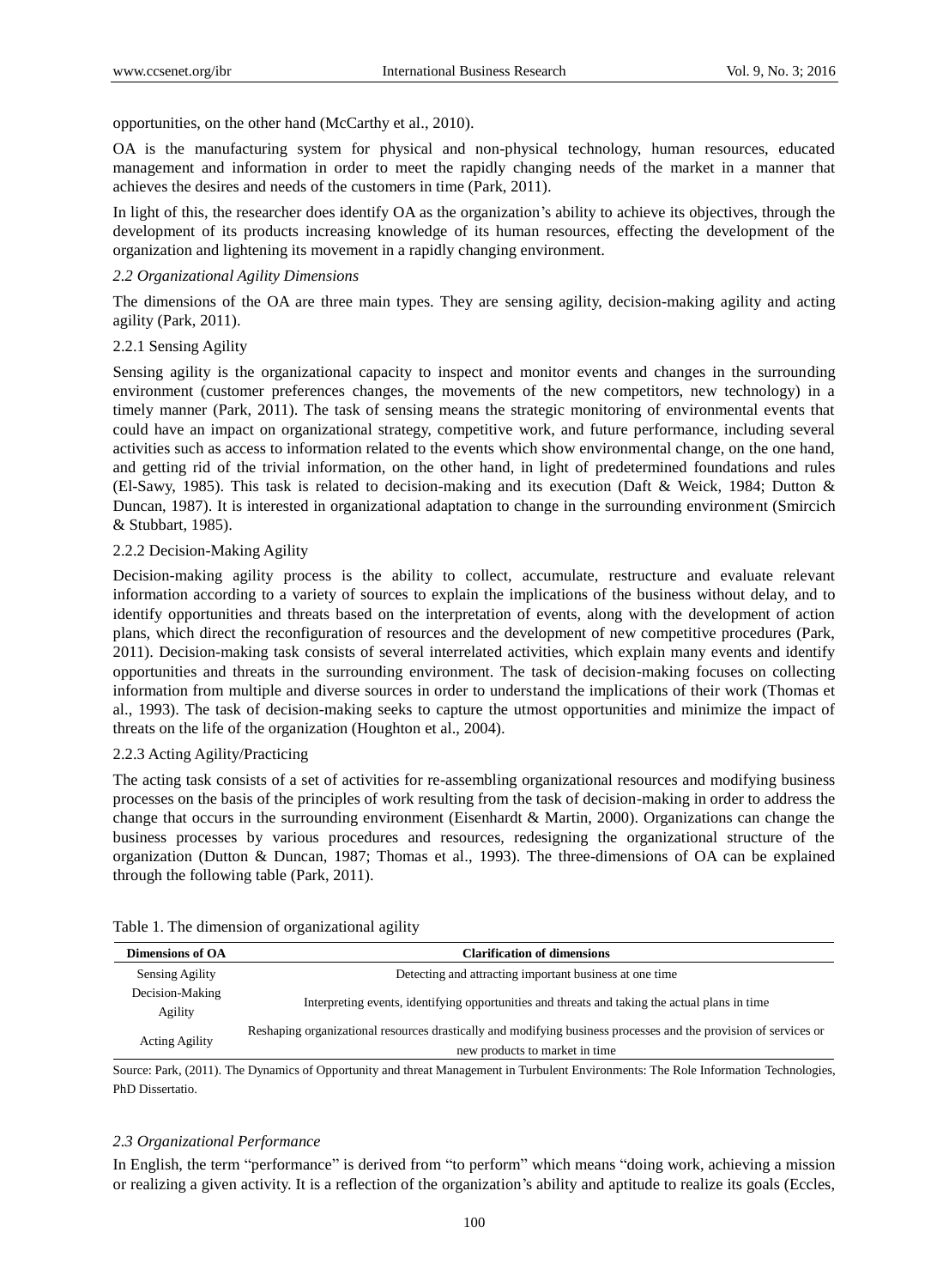opportunities, on the other hand (McCarthy et al., 2010).

OA is the manufacturing system for physical and non-physical technology, human resources, educated management and information in order to meet the rapidly changing needs of the market in a manner that achieves the desires and needs of the customers in time (Park, 2011).

In light of this, the researcher does identify OA as the organization's ability to achieve its objectives, through the development of its products increasing knowledge of its human resources, effecting the development of the organization and lightening its movement in a rapidly changing environment.

### *2.2 Organizational Agility Dimensions*

The dimensions of the OA are three main types. They are sensing agility, decision-making agility and acting agility (Park, 2011).

#### 2.2.1 Sensing Agility

Sensing agility is the organizational capacity to inspect and monitor events and changes in the surrounding environment (customer preferences changes, the movements of the new competitors, new technology) in a timely manner (Park, 2011). The task of sensing means the strategic monitoring of environmental events that could have an impact on organizational strategy, competitive work, and future performance, including several activities such as access to information related to the events which show environmental change, on the one hand, and getting rid of the trivial information, on the other hand, in light of predetermined foundations and rules (El-Sawy, 1985). This task is related to decision-making and its execution (Daft & Weick, 1984; Dutton & Duncan, 1987). It is interested in organizational adaptation to change in the surrounding environment (Smircich & Stubbart, 1985).

#### 2.2.2 Decision-Making Agility

Decision-making agility process is the ability to collect, accumulate, restructure and evaluate relevant information according to a variety of sources to explain the implications of the business without delay, and to identify opportunities and threats based on the interpretation of events, along with the development of action plans, which direct the reconfiguration of resources and the development of new competitive procedures (Park, 2011). Decision-making task consists of several interrelated activities, which explain many events and identify opportunities and threats in the surrounding environment. The task of decision-making focuses on collecting information from multiple and diverse sources in order to understand the implications of their work (Thomas et al., 1993). The task of decision-making seeks to capture the utmost opportunities and minimize the impact of threats on the life of the organization (Houghton et al., 2004).

#### 2.2.3 Acting Agility/Practicing

The acting task consists of a set of activities for re-assembling organizational resources and modifying business processes on the basis of the principles of work resulting from the task of decision-making in order to address the change that occurs in the surrounding environment (Eisenhardt & Martin, 2000). Organizations can change the business processes by various procedures and resources, redesigning the organizational structure of the organization (Dutton & Duncan, 1987; Thomas et al., 1993). The three-dimensions of OA can be explained through the following table (Park, 2011).

Table 1. The dimension of organizational agility

| Dimensions of OA | Clarification of dimensions |
|---|---|
| Sensing Agility | Detecting and attracting important business at one time |
| Decision-Making Agility | Interpreting events, identifying opportunities and threats and taking the actual plans in time |
| Acting Agility | Reshaping organizational resources drastically and modifying business processes and the provision of services or new products to market in time |

Source: Park, (2011). The Dynamics of Opportunity and threat Management in Turbulent Environments: The Role Information Technologies, PhD Dissertatio.

### *2.3 Organizational Performance*

In English, the term "performance" is derived from "to perform" which means "doing work, achieving a mission or realizing a given activity. It is a reflection of the organization's ability and aptitude to realize its goals (Eccles,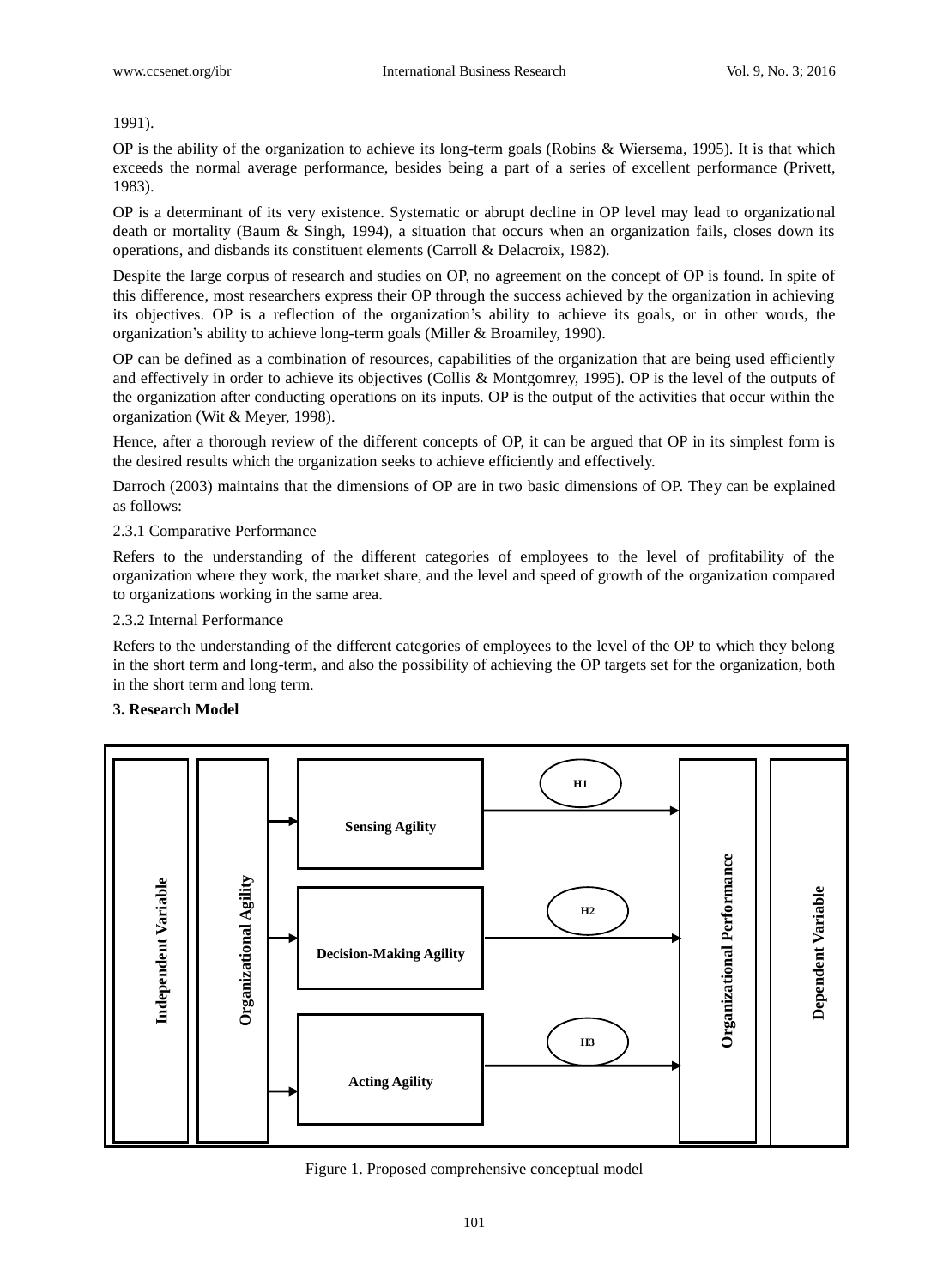1991).

OP is the ability of the organization to achieve its long-term goals (Robins & Wiersema, 1995). It is that which exceeds the normal average performance, besides being a part of a series of excellent performance (Privett, 1983).

OP is a determinant of its very existence. Systematic or abrupt decline in OP level may lead to organizational death or mortality (Baum & Singh, 1994), a situation that occurs when an organization fails, closes down its operations, and disbands its constituent elements (Carroll & Delacroix, 1982).

Despite the large corpus of research and studies on OP, no agreement on the concept of OP is found. In spite of this difference, most researchers express their OP through the success achieved by the organization in achieving its objectives. OP is a reflection of the organization's ability to achieve its goals, or in other words, the organization's ability to achieve long-term goals (Miller & Broamiley, 1990).

OP can be defined as a combination of resources, capabilities of the organization that are being used efficiently and effectively in order to achieve its objectives (Collis & Montgomrey, 1995). OP is the level of the outputs of the organization after conducting operations on its inputs. OP is the output of the activities that occur within the organization (Wit & Meyer, 1998).

Hence, after a thorough review of the different concepts of OP, it can be argued that OP in its simplest form is the desired results which the organization seeks to achieve efficiently and effectively.

Darroch (2003) maintains that the dimensions of OP are in two basic dimensions of OP. They can be explained as follows:

#### 2.3.1 Comparative Performance

Refers to the understanding of the different categories of employees to the level of profitability of the organization where they work, the market share, and the level and speed of growth of the organization compared to organizations working in the same area.

#### 2.3.2 Internal Performance

Refers to the understanding of the different categories of employees to the level of the OP to which they belong in the short term and long-term, and also the possibility of achieving the OP targets set for the organization, both in the short term and long term.

## 3. Research Model

| Independent Variable | | | Dependent Variable |
|---|---|---|---|
| Organizational Agility | → Sensing Agility | H1 → | Organizational Performance |
| | → Decision-Making Agility | H2 → | |
| | → Acting Agility | H3 → | |

Figure 1. Proposed comprehensive conceptual model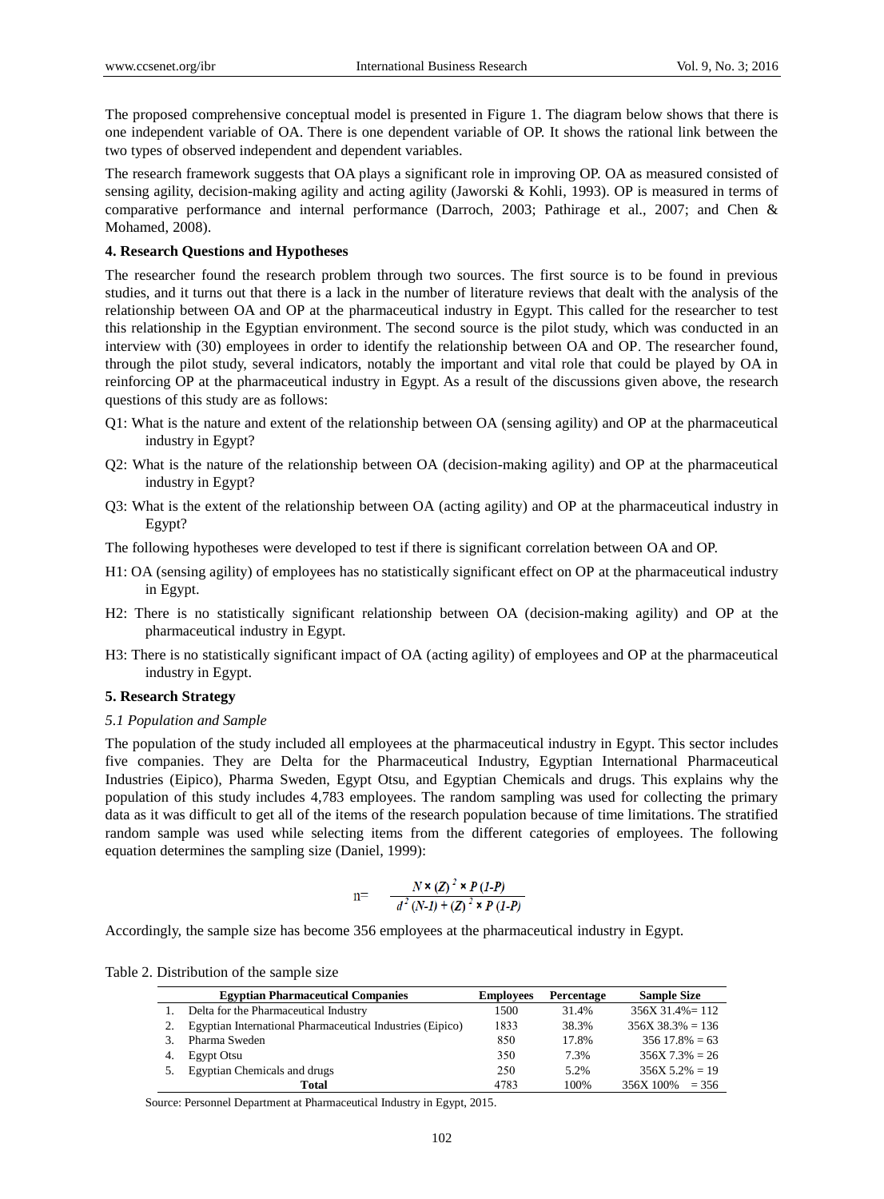The proposed comprehensive conceptual model is presented in Figure 1. The diagram below shows that there is one independent variable of OA. There is one dependent variable of OP. It shows the rational link between the two types of observed independent and dependent variables.

The research framework suggests that OA plays a significant role in improving OP. OA as measured consisted of sensing agility, decision-making agility and acting agility (Jaworski & Kohli, 1993). OP is measured in terms of comparative performance and internal performance (Darroch, 2003; Pathirage et al., 2007; and Chen & Mohamed, 2008).

## 4. Research Questions and Hypotheses

The researcher found the research problem through two sources. The first source is to be found in previous studies, and it turns out that there is a lack in the number of literature reviews that dealt with the analysis of the relationship between OA and OP at the pharmaceutical industry in Egypt. This called for the researcher to test this relationship in the Egyptian environment. The second source is the pilot study, which was conducted in an interview with (30) employees in order to identify the relationship between OA and OP. The researcher found, through the pilot study, several indicators, notably the important and vital role that could be played by OA in reinforcing OP at the pharmaceutical industry in Egypt. As a result of the discussions given above, the research questions of this study are as follows:

Q1: What is the nature and extent of the relationship between OA (sensing agility) and OP at the pharmaceutical industry in Egypt?

Q2: What is the nature of the relationship between OA (decision-making agility) and OP at the pharmaceutical industry in Egypt?

Q3: What is the extent of the relationship between OA (acting agility) and OP at the pharmaceutical industry in Egypt?

The following hypotheses were developed to test if there is significant correlation between OA and OP.

H1: OA (sensing agility) of employees has no statistically significant effect on OP at the pharmaceutical industry in Egypt.

H2: There is no statistically significant relationship between OA (decision-making agility) and OP at the pharmaceutical industry in Egypt.

H3: There is no statistically significant impact of OA (acting agility) of employees and OP at the pharmaceutical industry in Egypt.

## 5. Research Strategy

### *5.1 Population and Sample*

The population of the study included all employees at the pharmaceutical industry in Egypt. This sector includes five companies. They are Delta for the Pharmaceutical Industry, Egyptian International Pharmaceutical Industries (Eipico), Pharma Sweden, Egypt Otsu, and Egyptian Chemicals and drugs. This explains why the population of this study includes 4,783 employees. The random sampling was used for collecting the primary data as it was difficult to get all of the items of the research population because of time limitations. The stratified random sample was used while selecting items from the different categories of employees. The following equation determines the sampling size (Daniel, 1999):

$$n = \frac{N \times (Z)^2 \times P(1-P)}{d^2 (N-1) + (Z)^2 \times P(1-P)}$$

Accordingly, the sample size has become 356 employees at the pharmaceutical industry in Egypt.

Table 2. Distribution of the sample size

| | Egyptian Pharmaceutical Companies | Employees | Percentage | Sample Size |
|---|---|---|---|---|
| 1. | Delta for the Pharmaceutical Industry | 1500 | 31.4% | 356X 31.4%= 112 |
| 2. | Egyptian International Pharmaceutical Industries (Eipico) | 1833 | 38.3% | 356X 38.3% = 136 |
| 3. | Pharma Sweden | 850 | 17.8% | 356 17.8% = 63 |
| 4. | Egypt Otsu | 350 | 7.3% | 356X 7.3% = 26 |
| 5. | Egyptian Chemicals and drugs | 250 | 5.2% | 356X 5.2% = 19 |
| | **Total** | 4783 | 100% | 356X 100% = 356 |

Source: Personnel Department at Pharmaceutical Industry in Egypt, 2015.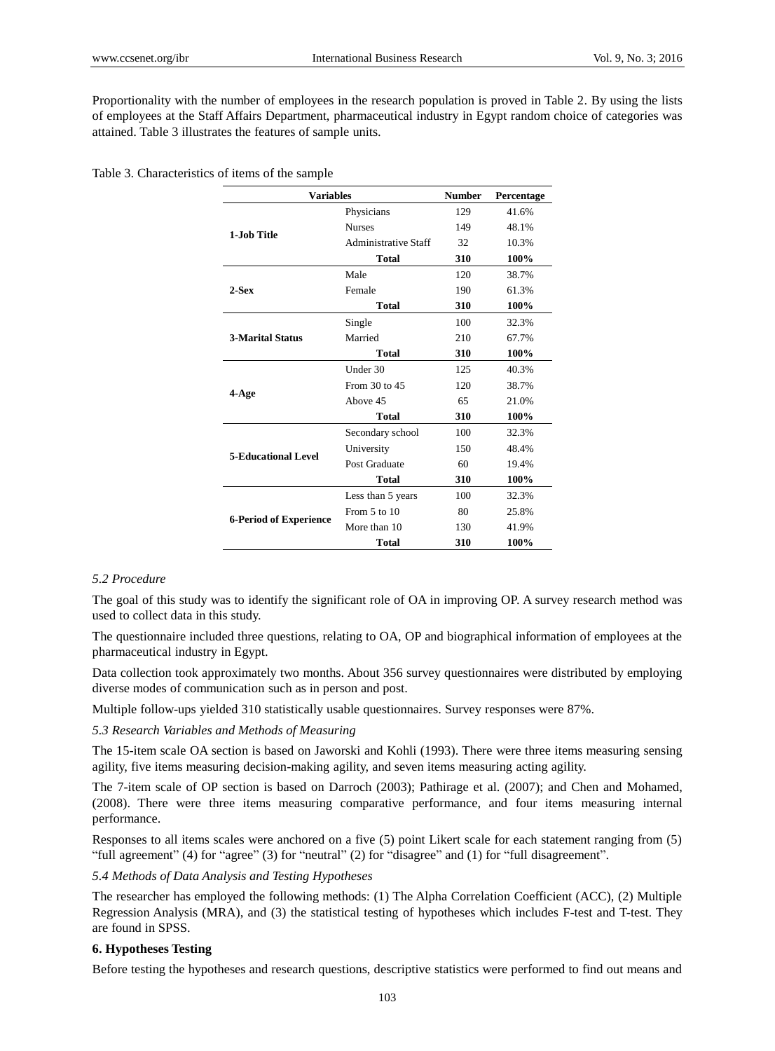Proportionality with the number of employees in the research population is proved in Table 2. By using the lists of employees at the Staff Affairs Department, pharmaceutical industry in Egypt random choice of categories was attained. Table 3 illustrates the features of sample units.

Table 3. Characteristics of items of the sample

| Variables | | Number | Percentage |
|---|---|---|---|
| 1-Job Title | Physicians | 129 | 41.6% |
| | Nurses | 149 | 48.1% |
| | Administrative Staff | 32 | 10.3% |
| | **Total** | **310** | **100%** |
| 2-Sex | Male | 120 | 38.7% |
| | Female | 190 | 61.3% |
| | **Total** | **310** | **100%** |
| 3-Marital Status | Single | 100 | 32.3% |
| | Married | 210 | 67.7% |
| | **Total** | **310** | **100%** |
| 4-Age | Under 30 | 125 | 40.3% |
| | From 30 to 45 | 120 | 38.7% |
| | Above 45 | 65 | 21.0% |
| | **Total** | **310** | **100%** |
| 5-Educational Level | Secondary school | 100 | 32.3% |
| | University | 150 | 48.4% |
| | Post Graduate | 60 | 19.4% |
| | **Total** | **310** | **100%** |
| 6-Period of Experience | Less than 5 years | 100 | 32.3% |
| | From 5 to 10 | 80 | 25.8% |
| | More than 10 | 130 | 41.9% |
| | **Total** | **310** | **100%** |

*5.2 Procedure*

The goal of this study was to identify the significant role of OA in improving OP. A survey research method was used to collect data in this study.

The questionnaire included three questions, relating to OA, OP and biographical information of employees at the pharmaceutical industry in Egypt.

Data collection took approximately two months. About 356 survey questionnaires were distributed by employing diverse modes of communication such as in person and post.

Multiple follow-ups yielded 310 statistically usable questionnaires. Survey responses were 87%.

*5.3 Research Variables and Methods of Measuring*

The 15-item scale OA section is based on Jaworski and Kohli (1993). There were three items measuring sensing agility, five items measuring decision-making agility, and seven items measuring acting agility.

The 7-item scale of OP section is based on Darroch (2003); Pathirage et al. (2007); and Chen and Mohamed, (2008). There were three items measuring comparative performance, and four items measuring internal performance.

Responses to all items scales were anchored on a five (5) point Likert scale for each statement ranging from (5) "full agreement" (4) for "agree" (3) for "neutral" (2) for "disagree" and (1) for "full disagreement".

*5.4 Methods of Data Analysis and Testing Hypotheses*

The researcher has employed the following methods: (1) The Alpha Correlation Coefficient (ACC), (2) Multiple Regression Analysis (MRA), and (3) the statistical testing of hypotheses which includes F-test and T-test. They are found in SPSS.

**6. Hypotheses Testing**

Before testing the hypotheses and research questions, descriptive statistics were performed to find out means and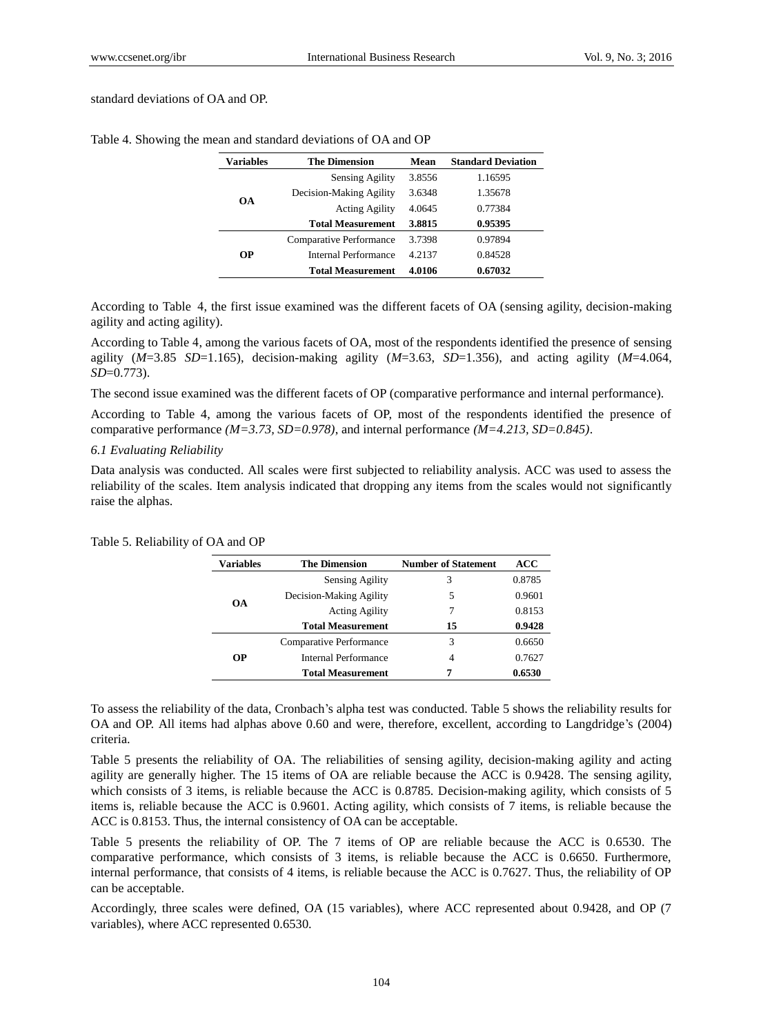standard deviations of OA and OP.

Table 4. Showing the mean and standard deviations of OA and OP

| Variables | The Dimension | Mean | Standard Deviation |
|---|---|---|---|
| OA | Sensing Agility | 3.8556 | 1.16595 |
| | Decision-Making Agility | 3.6348 | 1.35678 |
| | Acting Agility | 4.0645 | 0.77384 |
| | **Total Measurement** | **3.8815** | **0.95395** |
| OP | Comparative Performance | 3.7398 | 0.97894 |
| | Internal Performance | 4.2137 | 0.84528 |
| | **Total Measurement** | **4.0106** | **0.67032** |

According to Table 4, the first issue examined was the different facets of OA (sensing agility, decision-making agility and acting agility).

According to Table 4, among the various facets of OA, most of the respondents identified the presence of sensing agility (*M*=3.85 *SD*=1.165), decision-making agility (*M*=3.63, *SD*=1.356), and acting agility (*M*=4.064, *SD*=0.773).

The second issue examined was the different facets of OP (comparative performance and internal performance).

According to Table 4, among the various facets of OP, most of the respondents identified the presence of comparative performance *(M=3.73, SD=0.978)*, and internal performance *(M=4.213, SD=0.845)*.

*6.1 Evaluating Reliability*

Data analysis was conducted. All scales were first subjected to reliability analysis. ACC was used to assess the reliability of the scales. Item analysis indicated that dropping any items from the scales would not significantly raise the alphas.

Table 5. Reliability of OA and OP

| Variables | The Dimension | Number of Statement | ACC |
|---|---|---|---|
| OA | Sensing Agility | 3 | 0.8785 |
| | Decision-Making Agility | 5 | 0.9601 |
| | Acting Agility | 7 | 0.8153 |
| | **Total Measurement** | **15** | **0.9428** |
| OP | Comparative Performance | 3 | 0.6650 |
| | Internal Performance | 4 | 0.7627 |
| | **Total Measurement** | **7** | **0.6530** |

To assess the reliability of the data, Cronbach's alpha test was conducted. Table 5 shows the reliability results for OA and OP. All items had alphas above 0.60 and were, therefore, excellent, according to Langdridge's (2004) criteria.

Table 5 presents the reliability of OA. The reliabilities of sensing agility, decision-making agility and acting agility are generally higher. The 15 items of OA are reliable because the ACC is 0.9428. The sensing agility, which consists of 3 items, is reliable because the ACC is 0.8785. Decision-making agility, which consists of 5 items is, reliable because the ACC is 0.9601. Acting agility, which consists of 7 items, is reliable because the ACC is 0.8153. Thus, the internal consistency of OA can be acceptable.

Table 5 presents the reliability of OP. The 7 items of OP are reliable because the ACC is 0.6530. The comparative performance, which consists of 3 items, is reliable because the ACC is 0.6650. Furthermore, internal performance, that consists of 4 items, is reliable because the ACC is 0.7627. Thus, the reliability of OP can be acceptable.

Accordingly, three scales were defined, OA (15 variables), where ACC represented about 0.9428, and OP (7 variables), where ACC represented 0.6530.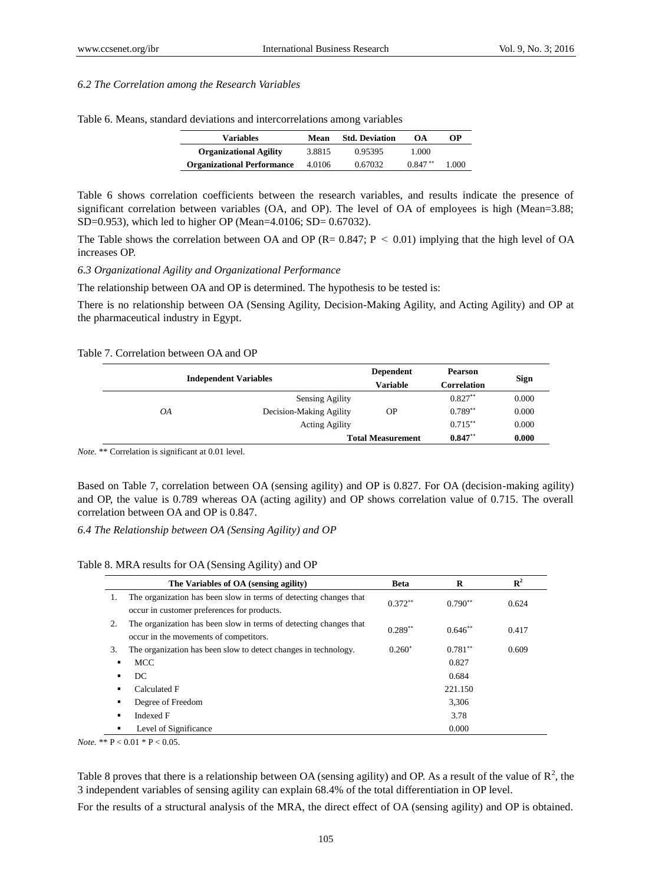### *6.2 The Correlation among the Research Variables*

Table 6. Means, standard deviations and intercorrelations among variables

| Variables | Mean | Std. Deviation | OA | OP |
|---|---|---|---|---|
| **Organizational Agility** | 3.8815 | 0.95395 | 1.000 | |
| **Organizational Performance** | 4.0106 | 0.67032 | 0.847** | 1.000 |

Table 6 shows correlation coefficients between the research variables, and results indicate the presence of significant correlation between variables (OA, and OP). The level of OA of employees is high (Mean=3.88; SD=0.953), which led to higher OP (Mean=4.0106; SD= 0.67032).

The Table shows the correlation between OA and OP (R= 0.847; $P < 0.01$) implying that the high level of OA increases OP.

### *6.3 Organizational Agility and Organizational Performance*

The relationship between OA and OP is determined. The hypothesis to be tested is:

There is no relationship between OA (Sensing Agility, Decision-Making Agility, and Acting Agility) and OP at the pharmaceutical industry in Egypt.

Table 7. Correlation between OA and OP

| Independent Variables | | Dependent Variable | Pearson Correlation | Sign |
|---|---|---|---|---|
| | Sensing Agility | | 0.827** | 0.000 |
| *OA* | Decision-Making Agility | OP | 0.789** | 0.000 |
| | Acting Agility | | 0.715** | 0.000 |
| | | **Total Measurement** | **0.847**** | **0.000** |

*Note.* ** Correlation is significant at 0.01 level.

Based on Table 7, correlation between OA (sensing agility) and OP is 0.827. For OA (decision-making agility) and OP, the value is 0.789 whereas OA (acting agility) and OP shows correlation value of 0.715. The overall correlation between OA and OP is 0.847.

### *6.4 The Relationship between OA (Sensing Agility) and OP*

Table 8. MRA results for OA (Sensing Agility) and OP

| | The Variables of OA (sensing agility) | Beta | R | $R^2$ |
|---|---|---|---|---|
| 1. | The organization has been slow in terms of detecting changes that occur in customer preferences for products. | 0.372** | 0.790** | 0.624 |
| 2. | The organization has been slow in terms of detecting changes that occur in the movements of competitors. | 0.289** | 0.646** | 0.417 |
| 3. | The organization has been slow to detect changes in technology. | 0.260* | 0.781** | 0.609 |
| ▪ | MCC | | 0.827 | |
| ▪ | DC | | 0.684 | |
| ▪ | Calculated F | | 221.150 | |
| ▪ | Degree of Freedom | | 3,306 | |
| ▪ | Indexed F | | 3.78 | |
| ▪ | Level of Significance | | 0.000 | |

*Note.* ** $P < 0.01$ * $P < 0.05$.

Table 8 proves that there is a relationship between OA (sensing agility) and OP. As a result of the value of $R^2$, the 3 independent variables of sensing agility can explain 68.4% of the total differentiation in OP level.

For the results of a structural analysis of the MRA, the direct effect of OA (sensing agility) and OP is obtained.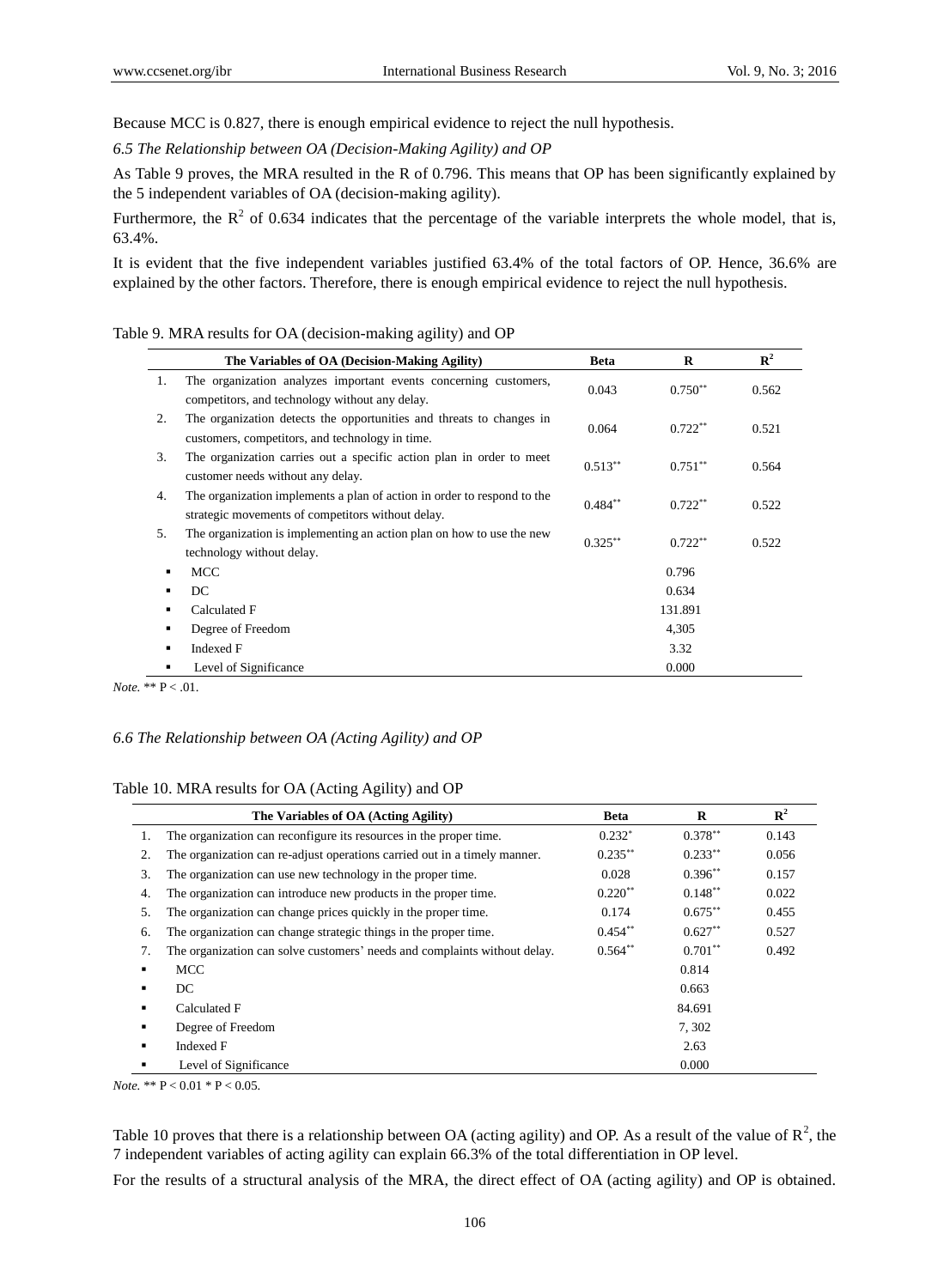Because MCC is 0.827, there is enough empirical evidence to reject the null hypothesis.

### *6.5 The Relationship between OA (Decision-Making Agility) and OP*

As Table 9 proves, the MRA resulted in the R of 0.796. This means that OP has been significantly explained by the 5 independent variables of OA (decision-making agility).

Furthermore, the $R^2$ of 0.634 indicates that the percentage of the variable interprets the whole model, that is, 63.4%.

It is evident that the five independent variables justified 63.4% of the total factors of OP. Hence, 36.6% are explained by the other factors. Therefore, there is enough empirical evidence to reject the null hypothesis.

Table 9. MRA results for OA (decision-making agility) and OP

| | The Variables of OA (Decision-Making Agility) | Beta | R | $R^2$ |
|---|---|---|---|---|
| 1. | The organization analyzes important events concerning customers, competitors, and technology without any delay. | 0.043 | $0.750^{**}$ | 0.562 |
| 2. | The organization detects the opportunities and threats to changes in customers, competitors, and technology in time. | 0.064 | $0.722^{**}$ | 0.521 |
| 3. | The organization carries out a specific action plan in order to meet customer needs without any delay. | $0.513^{**}$ | $0.751^{**}$ | 0.564 |
| 4. | The organization implements a plan of action in order to respond to the strategic movements of competitors without delay. | $0.484^{**}$ | $0.722^{**}$ | 0.522 |
| 5. | The organization is implementing an action plan on how to use the new technology without delay. | $0.325^{**}$ | $0.722^{**}$ | 0.522 |
| ▪ | MCC | | 0.796 | |
| ▪ | DC | | 0.634 | |
| ▪ | Calculated F | | 131.891 | |
| ▪ | Degree of Freedom | | 4,305 | |
| ▪ | Indexed F | | 3.32 | |
| ▪ | Level of Significance | | 0.000 | |

*Note.* ** P < .01.

### *6.6 The Relationship between OA (Acting Agility) and OP*

Table 10. MRA results for OA (Acting Agility) and OP

| | The Variables of OA (Acting Agility) | Beta | R | $R^2$ |
|---|---|---|---|---|
| 1. | The organization can reconfigure its resources in the proper time. | $0.232^{*}$ | $0.378^{**}$ | 0.143 |
| 2. | The organization can re-adjust operations carried out in a timely manner. | $0.235^{**}$ | $0.233^{**}$ | 0.056 |
| 3. | The organization can use new technology in the proper time. | 0.028 | $0.396^{**}$ | 0.157 |
| 4. | The organization can introduce new products in the proper time. | $0.220^{**}$ | $0.148^{**}$ | 0.022 |
| 5. | The organization can change prices quickly in the proper time. | 0.174 | $0.675^{**}$ | 0.455 |
| 6. | The organization can change strategic things in the proper time. | $0.454^{**}$ | $0.627^{**}$ | 0.527 |
| 7. | The organization can solve customers' needs and complaints without delay. | $0.564^{**}$ | $0.701^{**}$ | 0.492 |
| ▪ | MCC | | 0.814 | |
| ▪ | DC | | 0.663 | |
| ▪ | Calculated F | | 84.691 | |
| ▪ | Degree of Freedom | | 7, 302 | |
| ▪ | Indexed F | | 2.63 | |
| ▪ | Level of Significance | | 0.000 | |

*Note.* ** P < 0.01 * P < 0.05.

Table 10 proves that there is a relationship between OA (acting agility) and OP. As a result of the value of $R^2$, the 7 independent variables of acting agility can explain 66.3% of the total differentiation in OP level.

For the results of a structural analysis of the MRA, the direct effect of OA (acting agility) and OP is obtained.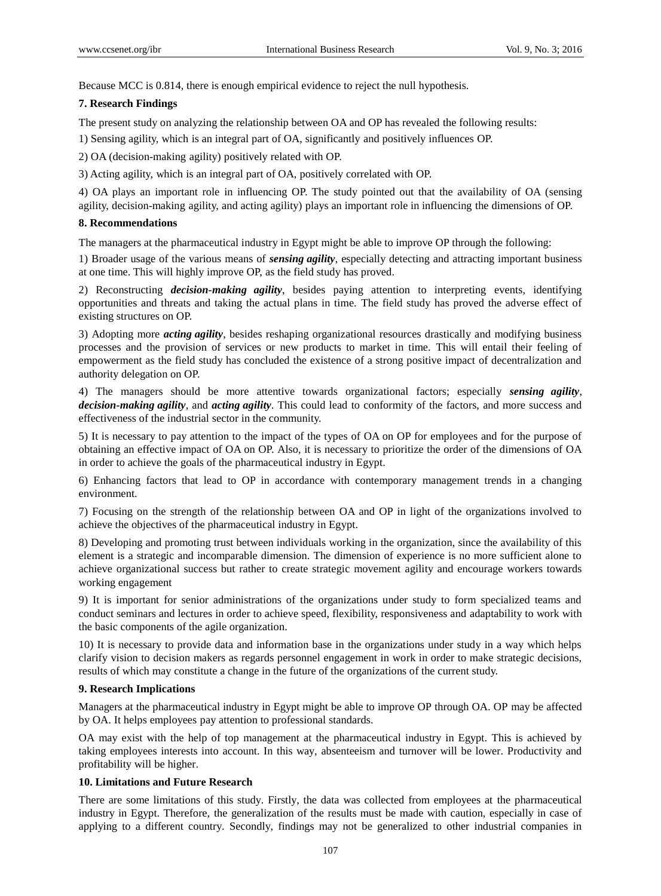Because MCC is 0.814, there is enough empirical evidence to reject the null hypothesis.

## 7. Research Findings

The present study on analyzing the relationship between OA and OP has revealed the following results:

1) Sensing agility, which is an integral part of OA, significantly and positively influences OP.

2) OA (decision-making agility) positively related with OP.

3) Acting agility, which is an integral part of OA, positively correlated with OP.

4) OA plays an important role in influencing OP. The study pointed out that the availability of OA (sensing agility, decision-making agility, and acting agility) plays an important role in influencing the dimensions of OP.

## 8. Recommendations

The managers at the pharmaceutical industry in Egypt might be able to improve OP through the following:

1) Broader usage of the various means of ***sensing agility***, especially detecting and attracting important business at one time. This will highly improve OP, as the field study has proved.

2) Reconstructing ***decision-making agility***, besides paying attention to interpreting events, identifying opportunities and threats and taking the actual plans in time. The field study has proved the adverse effect of existing structures on OP.

3) Adopting more ***acting agility***, besides reshaping organizational resources drastically and modifying business processes and the provision of services or new products to market in time. This will entail their feeling of empowerment as the field study has concluded the existence of a strong positive impact of decentralization and authority delegation on OP.

4) The managers should be more attentive towards organizational factors; especially ***sensing agility***, ***decision-making agility***, and ***acting agility***. This could lead to conformity of the factors, and more success and effectiveness of the industrial sector in the community.

5) It is necessary to pay attention to the impact of the types of OA on OP for employees and for the purpose of obtaining an effective impact of OA on OP. Also, it is necessary to prioritize the order of the dimensions of OA in order to achieve the goals of the pharmaceutical industry in Egypt.

6) Enhancing factors that lead to OP in accordance with contemporary management trends in a changing environment.

7) Focusing on the strength of the relationship between OA and OP in light of the organizations involved to achieve the objectives of the pharmaceutical industry in Egypt.

8) Developing and promoting trust between individuals working in the organization, since the availability of this element is a strategic and incomparable dimension. The dimension of experience is no more sufficient alone to achieve organizational success but rather to create strategic movement agility and encourage workers towards working engagement

9) It is important for senior administrations of the organizations under study to form specialized teams and conduct seminars and lectures in order to achieve speed, flexibility, responsiveness and adaptability to work with the basic components of the agile organization.

10) It is necessary to provide data and information base in the organizations under study in a way which helps clarify vision to decision makers as regards personnel engagement in work in order to make strategic decisions, results of which may constitute a change in the future of the organizations of the current study.

## 9. Research Implications

Managers at the pharmaceutical industry in Egypt might be able to improve OP through OA. OP may be affected by OA. It helps employees pay attention to professional standards.

OA may exist with the help of top management at the pharmaceutical industry in Egypt. This is achieved by taking employees interests into account. In this way, absenteeism and turnover will be lower. Productivity and profitability will be higher.

## 10. Limitations and Future Research

There are some limitations of this study. Firstly, the data was collected from employees at the pharmaceutical industry in Egypt. Therefore, the generalization of the results must be made with caution, especially in case of applying to a different country. Secondly, findings may not be generalized to other industrial companies in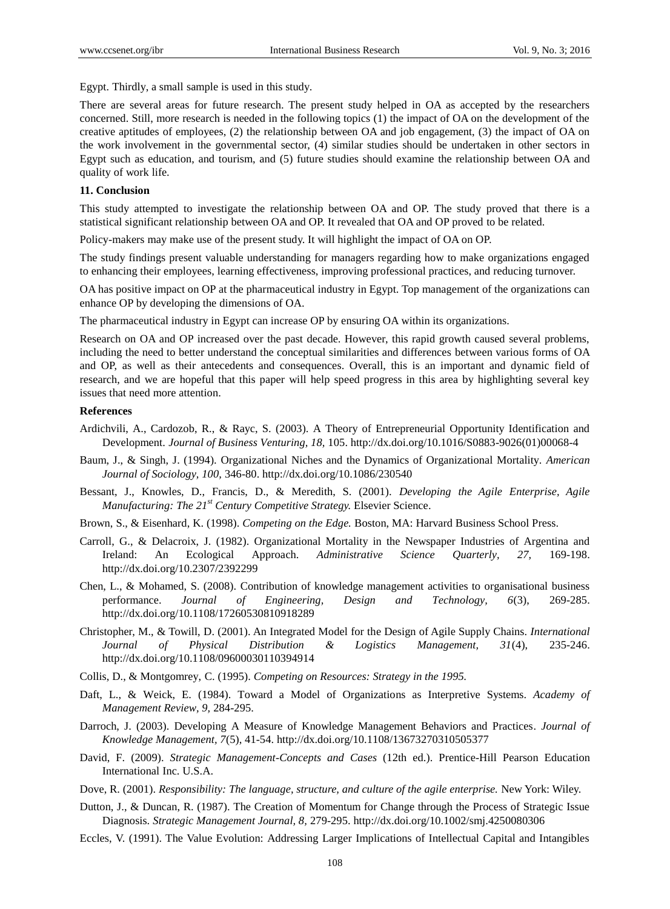Egypt. Thirdly, a small sample is used in this study.

There are several areas for future research. The present study helped in OA as accepted by the researchers concerned. Still, more research is needed in the following topics (1) the impact of OA on the development of the creative aptitudes of employees, (2) the relationship between OA and job engagement, (3) the impact of OA on the work involvement in the governmental sector, (4) similar studies should be undertaken in other sectors in Egypt such as education, and tourism, and (5) future studies should examine the relationship between OA and quality of work life.

### 11. Conclusion

This study attempted to investigate the relationship between OA and OP. The study proved that there is a statistical significant relationship between OA and OP. It revealed that OA and OP proved to be related.

Policy-makers may make use of the present study. It will highlight the impact of OA on OP.

The study findings present valuable understanding for managers regarding how to make organizations engaged to enhancing their employees, learning effectiveness, improving professional practices, and reducing turnover.

OA has positive impact on OP at the pharmaceutical industry in Egypt. Top management of the organizations can enhance OP by developing the dimensions of OA.

The pharmaceutical industry in Egypt can increase OP by ensuring OA within its organizations.

Research on OA and OP increased over the past decade. However, this rapid growth caused several problems, including the need to better understand the conceptual similarities and differences between various forms of OA and OP, as well as their antecedents and consequences. Overall, this is an important and dynamic field of research, and we are hopeful that this paper will help speed progress in this area by highlighting several key issues that need more attention.

### References

Ardichvili, A., Cardozob, R., & Rayc, S. (2003). A Theory of Entrepreneurial Opportunity Identification and Development. *Journal of Business Venturing, 18,* 105. http://dx.doi.org/10.1016/S0883-9026(01)00068-4

Baum, J., & Singh, J. (1994). Organizational Niches and the Dynamics of Organizational Mortality. *American Journal of Sociology, 100,* 346-80. http://dx.doi.org/10.1086/230540

Bessant, J., Knowles, D., Francis, D., & Meredith, S. (2001). *Developing the Agile Enterprise, Agile Manufacturing: The 21st Century Competitive Strategy.* Elsevier Science.

Brown, S., & Eisenhard, K. (1998). *Competing on the Edge.* Boston, MA: Harvard Business School Press.

Carroll, G., & Delacroix, J. (1982). Organizational Mortality in the Newspaper Industries of Argentina and Ireland: An Ecological Approach. *Administrative Science Quarterly, 27,* 169-198. http://dx.doi.org/10.2307/2392299

Chen, L., & Mohamed, S. (2008). Contribution of knowledge management activities to organisational business performance. *Journal of Engineering, Design and Technology, 6*(3), 269-285. http://dx.doi.org/10.1108/17260530810918289

Christopher, M., & Towill, D. (2001). An Integrated Model for the Design of Agile Supply Chains. *International Journal of Physical Distribution & Logistics Management, 31*(4), 235-246. http://dx.doi.org/10.1108/09600030110394914

Collis, D., & Montgomrey, C. (1995). *Competing on Resources: Strategy in the 1995.*

Daft, L., & Weick, E. (1984). Toward a Model of Organizations as Interpretive Systems. *Academy of Management Review, 9,* 284-295.

Darroch, J. (2003). Developing A Measure of Knowledge Management Behaviors and Practices. *Journal of Knowledge Management, 7*(5), 41-54. http://dx.doi.org/10.1108/13673270310505377

David, F. (2009). *Strategic Management-Concepts and Cases* (12th ed.). Prentice-Hill Pearson Education International Inc. U.S.A.

Dove, R. (2001). *Responsibility: The language, structure, and culture of the agile enterprise.* New York: Wiley.

Dutton, J., & Duncan, R. (1987). The Creation of Momentum for Change through the Process of Strategic Issue Diagnosis. *Strategic Management Journal, 8,* 279-295. http://dx.doi.org/10.1002/smj.4250080306

Eccles, V. (1991). The Value Evolution: Addressing Larger Implications of Intellectual Capital and Intangibles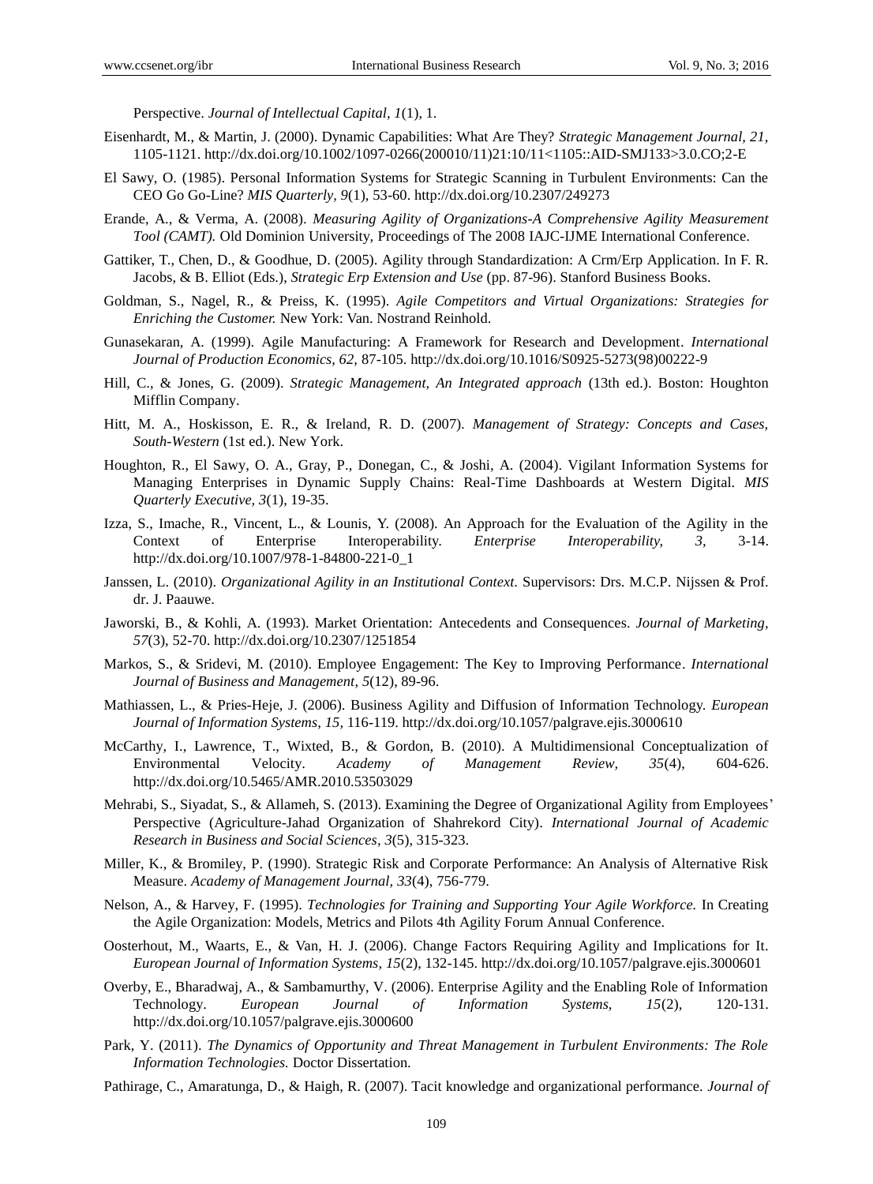Perspective. *Journal of Intellectual Capital, 1*(1), 1.

Eisenhardt, M., & Martin, J. (2000). Dynamic Capabilities: What Are They? *Strategic Management Journal, 21,* 1105-1121. http://dx.doi.org/10.1002/1097-0266(200010/11)21:10/11<1105::AID-SMJ133>3.0.CO;2-E

El Sawy, O. (1985). Personal Information Systems for Strategic Scanning in Turbulent Environments: Can the CEO Go Go-Line? *MIS Quarterly, 9*(1), 53-60. http://dx.doi.org/10.2307/249273

Erande, A., & Verma, A. (2008). *Measuring Agility of Organizations-A Comprehensive Agility Measurement Tool (CAMT).* Old Dominion University, Proceedings of The 2008 IAJC-IJME International Conference.

Gattiker, T., Chen, D., & Goodhue, D. (2005). Agility through Standardization: A Crm/Erp Application. In F. R. Jacobs, & B. Elliot (Eds.), *Strategic Erp Extension and Use* (pp. 87-96). Stanford Business Books.

Goldman, S., Nagel, R., & Preiss, K. (1995). *Agile Competitors and Virtual Organizations: Strategies for Enriching the Customer.* New York: Van. Nostrand Reinhold.

Gunasekaran, A. (1999). Agile Manufacturing: A Framework for Research and Development. *International Journal of Production Economics, 62,* 87-105. http://dx.doi.org/10.1016/S0925-5273(98)00222-9

Hill, C., & Jones, G. (2009). *Strategic Management, An Integrated approach* (13th ed.). Boston: Houghton Mifflin Company.

Hitt, M. A., Hoskisson, E. R., & Ireland, R. D. (2007). *Management of Strategy: Concepts and Cases, South-Western* (1st ed.). New York.

Houghton, R., El Sawy, O. A., Gray, P., Donegan, C., & Joshi, A. (2004). Vigilant Information Systems for Managing Enterprises in Dynamic Supply Chains: Real-Time Dashboards at Western Digital. *MIS Quarterly Executive, 3*(1), 19-35.

Izza, S., Imache, R., Vincent, L., & Lounis, Y. (2008). An Approach for the Evaluation of the Agility in the Context of Enterprise Interoperability. *Enterprise Interoperability, 3,* 3-14. http://dx.doi.org/10.1007/978-1-84800-221-0_1

Janssen, L. (2010). *Organizational Agility in an Institutional Context*. Supervisors: Drs. M.C.P. Nijssen & Prof. dr. J. Paauwe.

Jaworski, B., & Kohli, A. (1993). Market Orientation: Antecedents and Consequences. *Journal of Marketing, 57*(3), 52-70. http://dx.doi.org/10.2307/1251854

Markos, S., & Sridevi, M. (2010). Employee Engagement: The Key to Improving Performance. *International Journal of Business and Management, 5*(12), 89-96.

Mathiassen, L., & Pries-Heje, J. (2006). Business Agility and Diffusion of Information Technology. *European Journal of Information Systems, 15,* 116-119. http://dx.doi.org/10.1057/palgrave.ejis.3000610

McCarthy, I., Lawrence, T., Wixted, B., & Gordon, B. (2010). A Multidimensional Conceptualization of Environmental Velocity. *Academy of Management Review, 35*(4), 604-626. http://dx.doi.org/10.5465/AMR.2010.53503029

Mehrabi, S., Siyadat, S., & Allameh, S. (2013). Examining the Degree of Organizational Agility from Employees' Perspective (Agriculture-Jahad Organization of Shahrekord City). *International Journal of Academic Research in Business and Social Sciences, 3*(5), 315-323.

Miller, K., & Bromiley, P. (1990). Strategic Risk and Corporate Performance: An Analysis of Alternative Risk Measure. *Academy of Management Journal, 33*(4), 756-779.

Nelson, A., & Harvey, F. (1995). *Technologies for Training and Supporting Your Agile Workforce.* In Creating the Agile Organization: Models, Metrics and Pilots 4th Agility Forum Annual Conference.

Oosterhout, M., Waarts, E., & Van, H. J. (2006). Change Factors Requiring Agility and Implications for It. *European Journal of Information Systems, 15*(2), 132-145. http://dx.doi.org/10.1057/palgrave.ejis.3000601

Overby, E., Bharadwaj, A., & Sambamurthy, V. (2006). Enterprise Agility and the Enabling Role of Information Technology. *European Journal of Information Systems, 15*(2), 120-131. http://dx.doi.org/10.1057/palgrave.ejis.3000600

Park, Y. (2011). *The Dynamics of Opportunity and Threat Management in Turbulent Environments: The Role Information Technologies.* Doctor Dissertation.

Pathirage, C., Amaratunga, D., & Haigh, R. (2007). Tacit knowledge and organizational performance. *Journal of*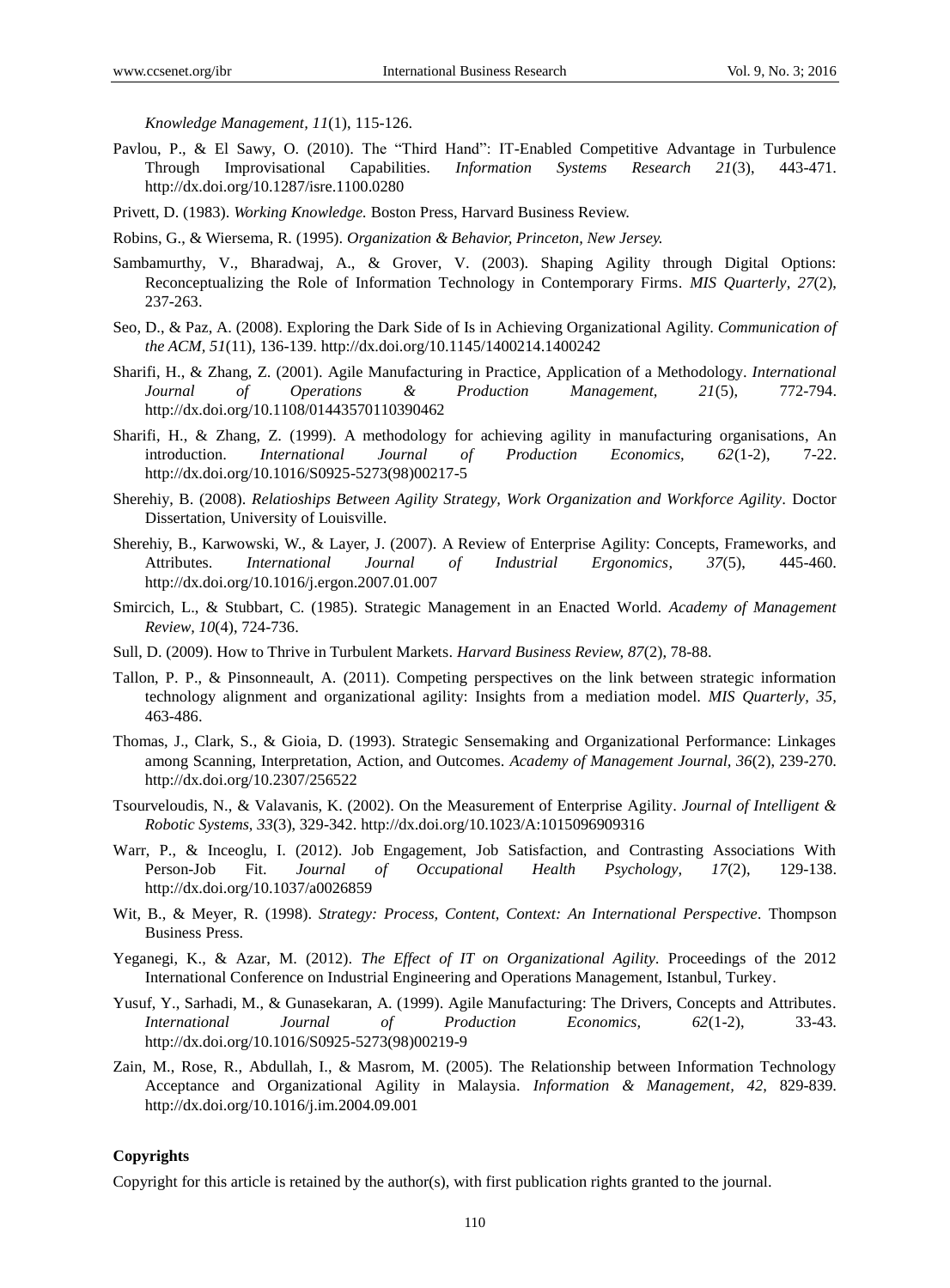*Knowledge Management, 11*(1), 115-126.

Pavlou, P., & El Sawy, O. (2010). The "Third Hand": IT-Enabled Competitive Advantage in Turbulence Through Improvisational Capabilities. *Information Systems Research 21*(3), 443-471. http://dx.doi.org/10.1287/isre.1100.0280

Privett, D. (1983). *Working Knowledge.* Boston Press, Harvard Business Review.

Robins, G., & Wiersema, R. (1995). *Organization & Behavior, Princeton, New Jersey.*

Sambamurthy, V., Bharadwaj, A., & Grover, V. (2003). Shaping Agility through Digital Options: Reconceptualizing the Role of Information Technology in Contemporary Firms. *MIS Quarterly, 27*(2), 237-263.

Seo, D., & Paz, A. (2008). Exploring the Dark Side of Is in Achieving Organizational Agility. *Communication of the ACM, 51*(11), 136-139. http://dx.doi.org/10.1145/1400214.1400242

Sharifi, H., & Zhang, Z. (2001). Agile Manufacturing in Practice, Application of a Methodology. *International Journal of Operations & Production Management, 21*(5), 772-794. http://dx.doi.org/10.1108/01443570110390462

Sharifi, H., & Zhang, Z. (1999). A methodology for achieving agility in manufacturing organisations, An introduction. *International Journal of Production Economics, 62*(1-2), 7-22. http://dx.doi.org/10.1016/S0925-5273(98)00217-5

Sherehiy, B. (2008). *Relatioships Between Agility Strategy, Work Organization and Workforce Agility*. Doctor Dissertation, University of Louisville.

Sherehiy, B., Karwowski, W., & Layer, J. (2007). A Review of Enterprise Agility: Concepts, Frameworks, and Attributes. *International Journal of Industrial Ergonomics, 37*(5), 445-460. http://dx.doi.org/10.1016/j.ergon.2007.01.007

Smircich, L., & Stubbart, C. (1985). Strategic Management in an Enacted World. *Academy of Management Review, 10*(4), 724-736.

Sull, D. (2009). How to Thrive in Turbulent Markets. *Harvard Business Review, 87*(2), 78-88.

Tallon, P. P., & Pinsonneault, A. (2011). Competing perspectives on the link between strategic information technology alignment and organizational agility: Insights from a mediation model. *MIS Quarterly, 35,* 463-486.

Thomas, J., Clark, S., & Gioia, D. (1993). Strategic Sensemaking and Organizational Performance: Linkages among Scanning, Interpretation, Action, and Outcomes. *Academy of Management Journal, 36*(2), 239-270. http://dx.doi.org/10.2307/256522

Tsourveloudis, N., & Valavanis, K. (2002). On the Measurement of Enterprise Agility. *Journal of Intelligent & Robotic Systems, 33*(3), 329-342. http://dx.doi.org/10.1023/A:1015096909316

Warr, P., & Inceoglu, I. (2012). Job Engagement, Job Satisfaction, and Contrasting Associations With Person-Job Fit. *Journal of Occupational Health Psychology, 17*(2), 129-138. http://dx.doi.org/10.1037/a0026859

Wit, B., & Meyer, R. (1998). *Strategy: Process, Content, Context: An International Perspective*. Thompson Business Press.

Yeganegi, K., & Azar, M. (2012). *The Effect of IT on Organizational Agility*. Proceedings of the 2012 International Conference on Industrial Engineering and Operations Management, Istanbul, Turkey.

Yusuf, Y., Sarhadi, M., & Gunasekaran, A. (1999). Agile Manufacturing: The Drivers, Concepts and Attributes. *International Journal of Production Economics, 62*(1-2), 33-43. http://dx.doi.org/10.1016/S0925-5273(98)00219-9

Zain, M., Rose, R., Abdullah, I., & Masrom, M. (2005). The Relationship between Information Technology Acceptance and Organizational Agility in Malaysia. *Information & Management, 42,* 829-839. http://dx.doi.org/10.1016/j.im.2004.09.001

**Copyrights**

Copyright for this article is retained by the author(s), with first publication rights granted to the journal.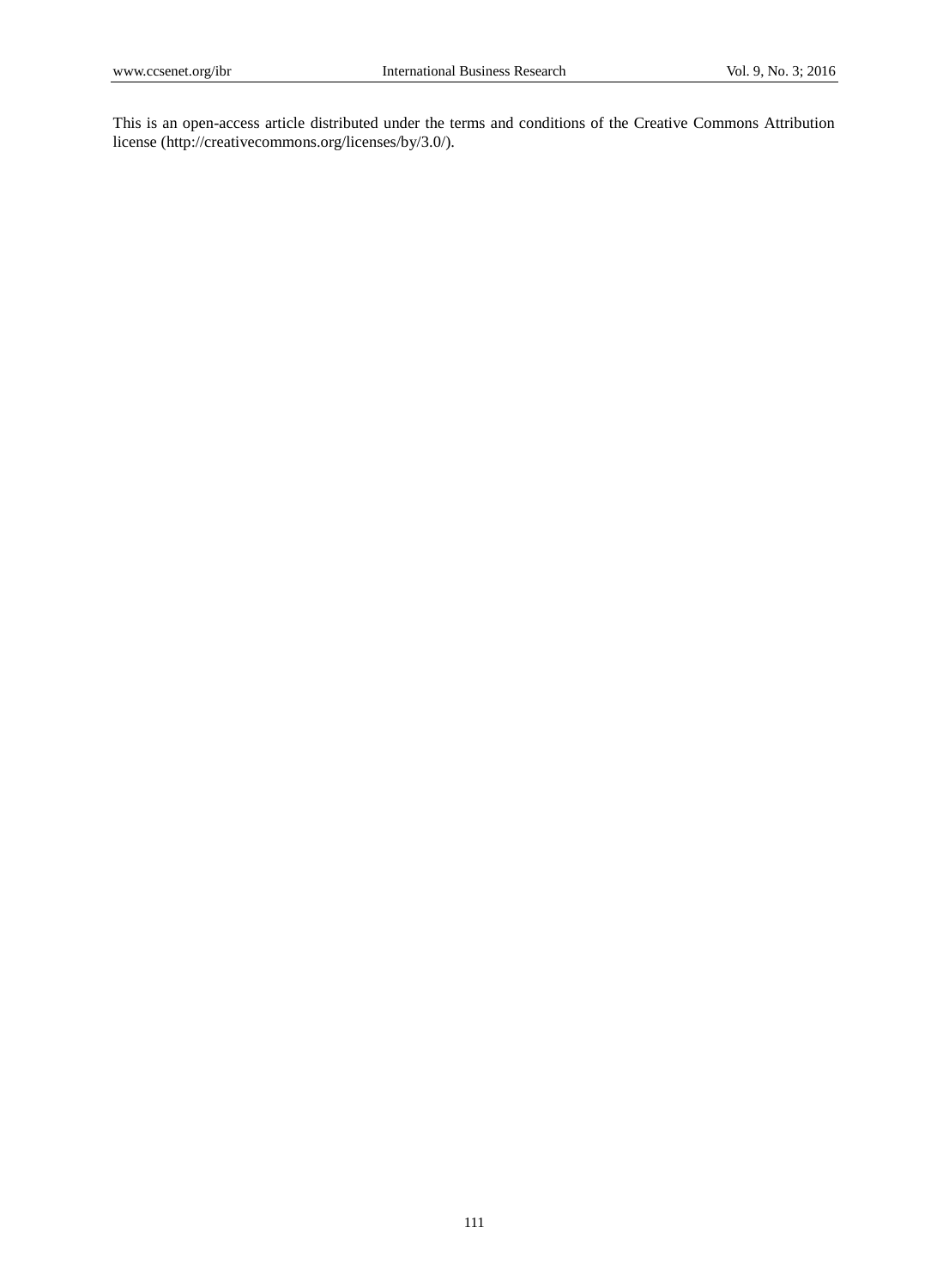This is an open-access article distributed under the terms and conditions of the Creative Commons Attribution license (http://creativecommons.org/licenses/by/3.0/).